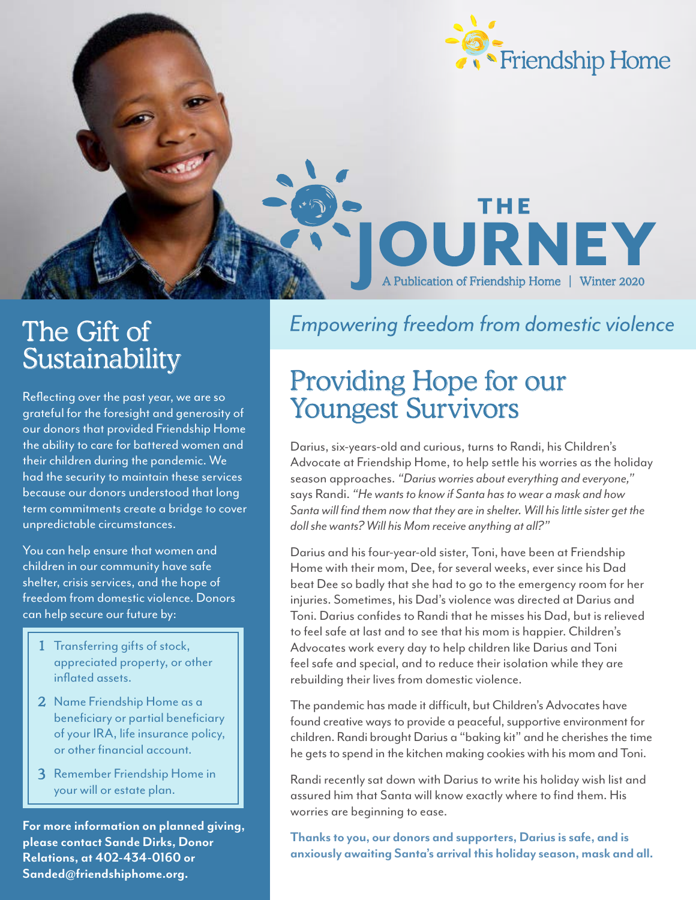Friendship Home

# THE JOURNEY

A Publication of Friendship Home | Winter 2020

*Empowering freedom from domestic violence*

## The Gift of Sustainability

Reflecting over the past year, we are so grateful for the foresight and generosity of our donors that provided Friendship Home the ability to care for battered women and their children during the pandemic. We had the security to maintain these services because our donors understood that long term commitments create a bridge to cover unpredictable circumstances.

You can help ensure that women and children in our community have safe shelter, crisis services, and the hope of freedom from domestic violence. Donors can help secure our future by:

1. Transferring gifts of stock, appreciated property, or other inflated assets.
2. Name Friendship Home as a beneficiary or partial beneficiary of your IRA, life insurance policy, or other financial account.
3. Remember Friendship Home in your will or estate plan.

**For more information on planned giving, please contact Sande Dirks, Donor Relations, at 402-434-0160 or Sanded@friendshiphome.org.**

## Providing Hope for our Youngest Survivors

Darius, six-years-old and curious, turns to Randi, his Children's Advocate at Friendship Home, to help settle his worries as the holiday season approaches. *"Darius worries about everything and everyone,"* says Randi. *"He wants to know if Santa has to wear a mask and how Santa will find them now that they are in shelter. Will his little sister get the doll she wants? Will his Mom receive anything at all?"*

Darius and his four-year-old sister, Toni, have been at Friendship Home with their mom, Dee, for several weeks, ever since his Dad beat Dee so badly that she had to go to the emergency room for her injuries. Sometimes, his Dad's violence was directed at Darius and Toni. Darius confides to Randi that he misses his Dad, but is relieved to feel safe at last and to see that his mom is happier. Children's Advocates work every day to help children like Darius and Toni feel safe and special, and to reduce their isolation while they are rebuilding their lives from domestic violence.

The pandemic has made it difficult, but Children's Advocates have found creative ways to provide a peaceful, supportive environment for children. Randi brought Darius a "baking kit" and he cherishes the time he gets to spend in the kitchen making cookies with his mom and Toni.

Randi recently sat down with Darius to write his holiday wish list and assured him that Santa will know exactly where to find them. His worries are beginning to ease.

**Thanks to you, our donors and supporters, Darius is safe, and is anxiously awaiting Santa's arrival this holiday season, mask and all.**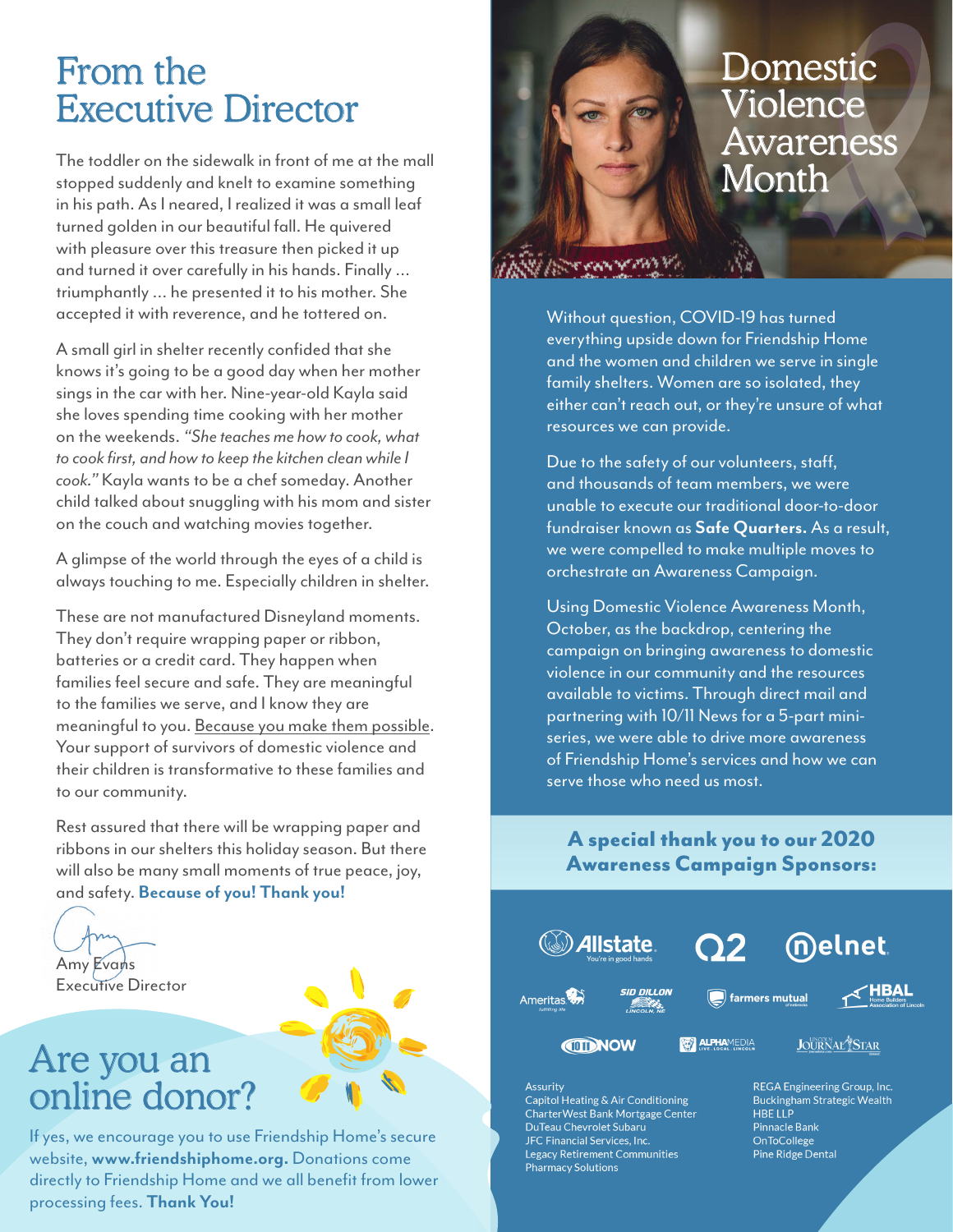# From the Executive Director

The toddler on the sidewalk in front of me at the mall stopped suddenly and knelt to examine something in his path. As I neared, I realized it was a small leaf turned golden in our beautiful fall. He quivered with pleasure over this treasure then picked it up and turned it over carefully in his hands. Finally ... triumphantly ... he presented it to his mother. She accepted it with reverence, and he tottered on.

A small girl in shelter recently confided that she knows it's going to be a good day when her mother sings in the car with her. Nine-year-old Kayla said she loves spending time cooking with her mother on the weekends. *"She teaches me how to cook, what to cook first, and how to keep the kitchen clean while I cook."* Kayla wants to be a chef someday. Another child talked about snuggling with his mom and sister on the couch and watching movies together.

A glimpse of the world through the eyes of a child is always touching to me. Especially children in shelter.

These are not manufactured Disneyland moments. They don't require wrapping paper or ribbon, batteries or a credit card. They happen when families feel secure and safe. They are meaningful to the families we serve, and I know they are meaningful to you. Because you make them possible. Your support of survivors of domestic violence and their children is transformative to these families and to our community.

Rest assured that there will be wrapping paper and ribbons in our shelters this holiday season. But there will also be many small moments of true peace, joy, and safety. **Because of you! Thank you!**

Amy Evans
Executive Director

## Are you an online donor?

If yes, we encourage you to use Friendship Home's secure website, **www.friendshiphome.org.** Donations come directly to Friendship Home and we all benefit from lower processing fees. **Thank You!**

# Domestic Violence Awareness Month

Without question, COVID-19 has turned everything upside down for Friendship Home and the women and children we serve in single family shelters. Women are so isolated, they either can't reach out, or they're unsure of what resources we can provide.

Due to the safety of our volunteers, staff, and thousands of team members, we were unable to execute our traditional door-to-door fundraiser known as **Safe Quarters.** As a result, we were compelled to make multiple moves to orchestrate an Awareness Campaign.

Using Domestic Violence Awareness Month, October, as the backdrop, centering the campaign on bringing awareness to domestic violence in our community and the resources available to victims. Through direct mail and partnering with 10/11 News for a 5-part mini-series, we were able to drive more awareness of Friendship Home's services and how we can serve those who need us most.

### A special thank you to our 2020 Awareness Campaign Sponsors:

Allstate – You're in good hands
Q2
Nelnet
Ameritas
Sid Dillon – Lincoln, NE
Farmers Mutual of Nebraska
HBAL – Home Builders Association of Lincoln
10/11 NOW
Alpha Media – Live. Local. Lincoln
Lincoln Journal Star

Assurity
Capitol Heating & Air Conditioning
CharterWest Bank Mortgage Center
DuTeau Chevrolet Subaru
JFC Financial Services, Inc.
Legacy Retirement Communities
Pharmacy Solutions
REGA Engineering Group, Inc.
Buckingham Strategic Wealth
HBE LLP
Pinnacle Bank
OnToCollege
Pine Ridge Dental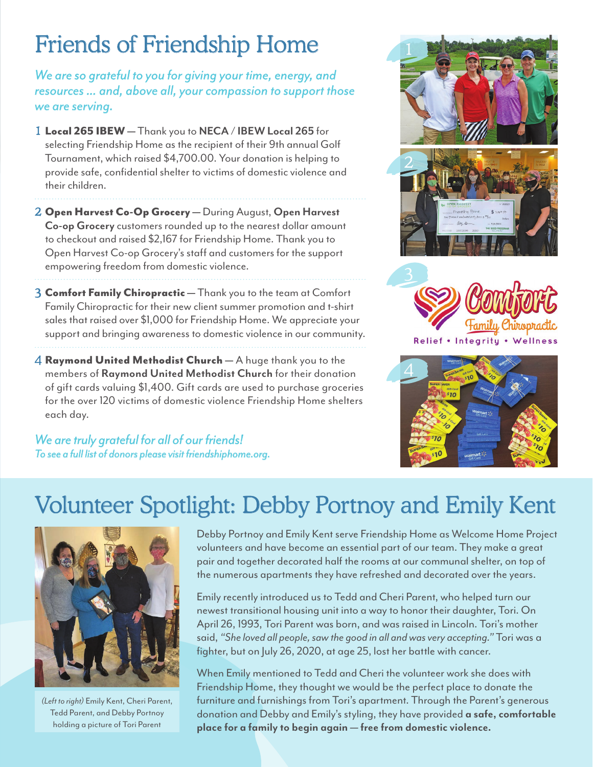# Friends of Friendship Home

*We are so grateful to you for giving your time, energy, and resources ... and, above all, your compassion to support those we are serving.*

1 **Local 265 IBEW** — Thank you to **NECA** / **IBEW Local 265** for selecting Friendship Home as the recipient of their 9th annual Golf Tournament, which raised $4,700.00. Your donation is helping to provide safe, confidential shelter to victims of domestic violence and their children.

2 **Open Harvest Co-Op Grocery** — During August, **Open Harvest Co-op Grocery** customers rounded up to the nearest dollar amount to checkout and raised $2,167 for Friendship Home. Thank you to Open Harvest Co-op Grocery's staff and customers for the support empowering freedom from domestic violence.

3 **Comfort Family Chiropractic** — Thank you to the team at Comfort Family Chiropractic for their new client summer promotion and t-shirt sales that raised over $1,000 for Friendship Home. We appreciate your support and bringing awareness to domestic violence in our community.

4 **Raymond United Methodist Church** — A huge thank you to the members of **Raymond United Methodist Church** for their donation of gift cards valuing $1,400. Gift cards are used to purchase groceries for the over 120 victims of domestic violence Friendship Home shelters each day.

*We are truly grateful for all of our friends!*
*To see a full list of donors please visit friendshiphome.org.*

# Volunteer Spotlight: Debby Portnoy and Emily Kent

*(Left to right)* Emily Kent, Cheri Parent, Tedd Parent, and Debby Portnoy holding a picture of Tori Parent

Debby Portnoy and Emily Kent serve Friendship Home as Welcome Home Project volunteers and have become an essential part of our team. They make a great pair and together decorated half the rooms at our communal shelter, on top of the numerous apartments they have refreshed and decorated over the years.

Emily recently introduced us to Tedd and Cheri Parent, who helped turn our newest transitional housing unit into a way to honor their daughter, Tori. On April 26, 1993, Tori Parent was born, and was raised in Lincoln. Tori's mother said, *"She loved all people, saw the good in all and was very accepting."* Tori was a fighter, but on July 26, 2020, at age 25, lost her battle with cancer.

When Emily mentioned to Tedd and Cheri the volunteer work she does with Friendship Home, they thought we would be the perfect place to donate the furniture and furnishings from Tori's apartment. Through the Parent's generous donation and Debby and Emily's styling, they have provided **a safe, comfortable place for a family to begin again — free from domestic violence.**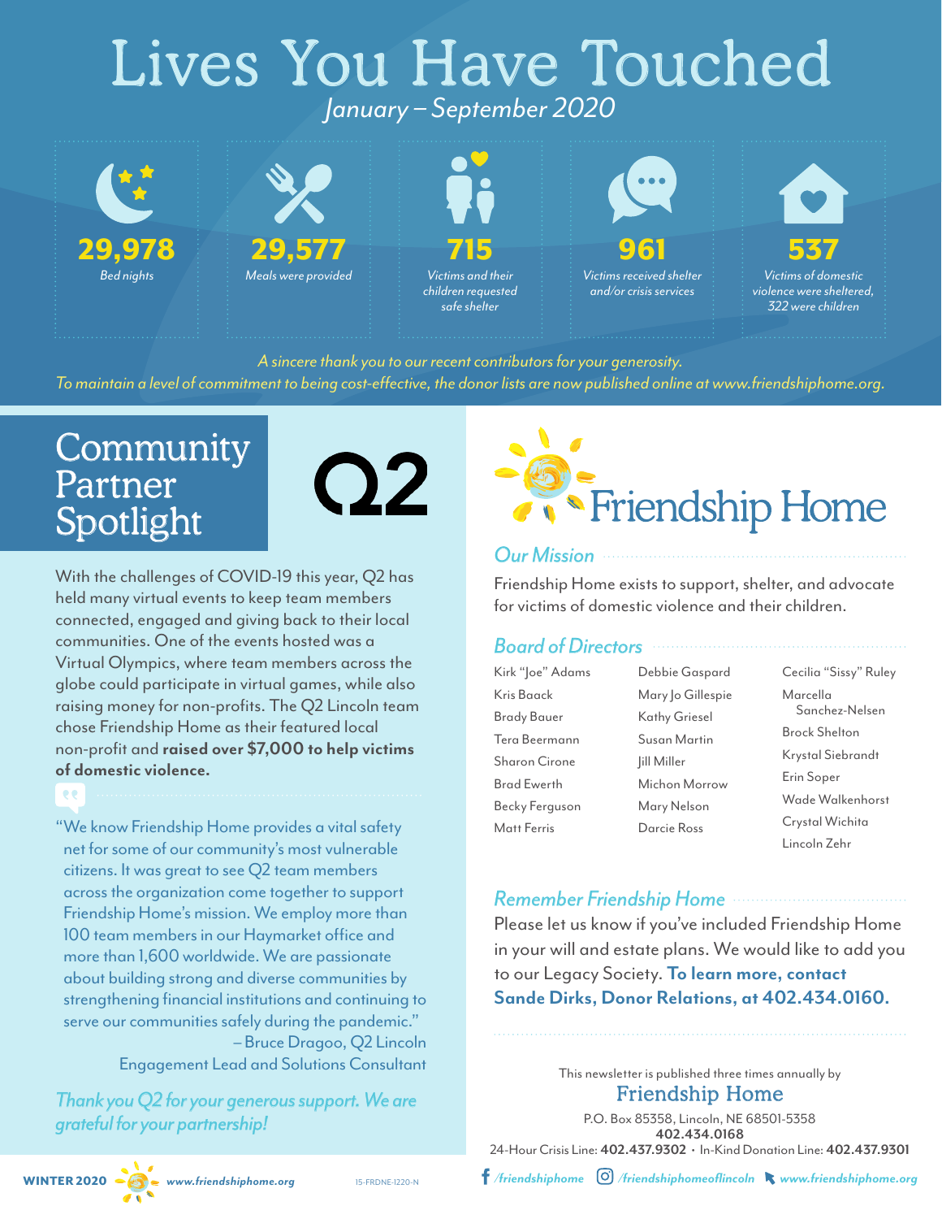# Lives You Have Touched

*January – September 2020*

**29,978**
*Bed nights*

**29,577**
*Meals were provided*

**715**
*Victims and their children requested safe shelter*

**961**
*Victims received shelter and/or crisis services*

**537**
*Victims of domestic violence were sheltered, 322 were children*

*A sincere thank you to our recent contributors for your generosity.*
*To maintain a level of commitment to being cost-effective, the donor lists are now published online at www.friendshiphome.org.*

## Community Partner Spotlight

Q2

With the challenges of COVID-19 this year, Q2 has held many virtual events to keep team members connected, engaged and giving back to their local communities. One of the events hosted was a Virtual Olympics, where team members across the globe could participate in virtual games, while also raising money for non-profits. The Q2 Lincoln team chose Friendship Home as their featured local non-profit and **raised over $7,000 to help victims of domestic violence.**

"We know Friendship Home provides a vital safety net for some of our community's most vulnerable citizens. It was great to see Q2 team members across the organization come together to support Friendship Home's mission. We employ more than 100 team members in our Haymarket office and more than 1,600 worldwide. We are passionate about building strong and diverse communities by strengthening financial institutions and continuing to serve our communities safely during the pandemic."
– Bruce Dragoo, Q2 Lincoln Engagement Lead and Solutions Consultant

*Thank you Q2 for your generous support. We are grateful for your partnership!*

## Friendship Home

### *Our Mission*

Friendship Home exists to support, shelter, and advocate for victims of domestic violence and their children.

### *Board of Directors*

Kirk "Joe" Adams
Kris Baack
Brady Bauer
Tera Beermann
Sharon Cirone
Brad Ewerth
Becky Ferguson
Matt Ferris
Debbie Gaspard
Mary Jo Gillespie
Kathy Griesel
Susan Martin
Jill Miller
Michon Morrow
Mary Nelson
Darcie Ross
Cecilia "Sissy" Ruley
Marcella Sanchez-Nelsen
Brock Shelton
Krystal Siebrandt
Erin Soper
Wade Walkenhorst
Crystal Wichita
Lincoln Zehr

### *Remember Friendship Home*

Please let us know if you've included Friendship Home in your will and estate plans. We would like to add you to our Legacy Society. **To learn more, contact Sande Dirks, Donor Relations, at 402.434.0160.**

This newsletter is published three times annually by
Friendship Home
P.O. Box 85358, Lincoln, NE 68501-5358
**402.434.0168**
24-Hour Crisis Line: **402.437.9302** • In-Kind Donation Line: **402.437.9301**

**WINTER 2020** *www.friendshiphome.org* 15-FRDNE-1220-N

*/friendshiphome* */friendshiphomeoflincoln* *www.friendshiphome.org*